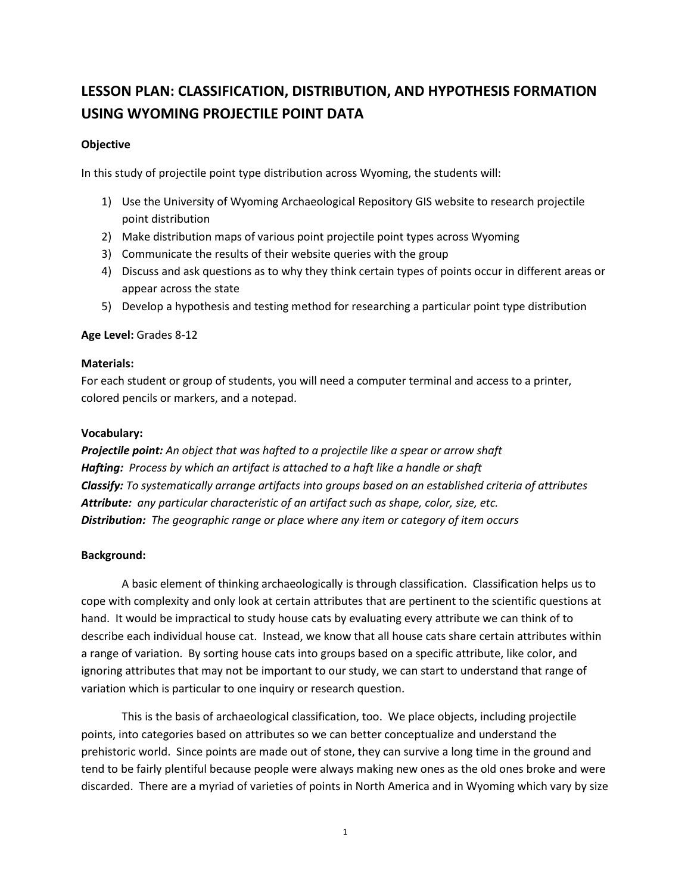# LESSON PLAN: CLASSIFICATION, DISTRIBUTION, AND HYPOTHESIS FORMATION USING WYOMING PROJECTILE POINT DATA

**Objective**

In this study of projectile point type distribution across Wyoming, the students will:

1) Use the University of Wyoming Archaeological Repository GIS website to research projectile point distribution
2) Make distribution maps of various point projectile point types across Wyoming
3) Communicate the results of their website queries with the group
4) Discuss and ask questions as to why they think certain types of points occur in different areas or appear across the state
5) Develop a hypothesis and testing method for researching a particular point type distribution

**Age Level:** Grades 8-12

**Materials:**
For each student or group of students, you will need a computer terminal and access to a printer, colored pencils or markers, and a notepad.

**Vocabulary:**
***Projectile point:*** *An object that was hafted to a projectile like a spear or arrow shaft*
***Hafting:*** *Process by which an artifact is attached to a haft like a handle or shaft*
***Classify:*** *To systematically arrange artifacts into groups based on an established criteria of attributes*
***Attribute:*** *any particular characteristic of an artifact such as shape, color, size, etc.*
***Distribution:*** *The geographic range or place where any item or category of item occurs*

**Background:**

A basic element of thinking archaeologically is through classification. Classification helps us to cope with complexity and only look at certain attributes that are pertinent to the scientific questions at hand. It would be impractical to study house cats by evaluating every attribute we can think of to describe each individual house cat. Instead, we know that all house cats share certain attributes within a range of variation. By sorting house cats into groups based on a specific attribute, like color, and ignoring attributes that may not be important to our study, we can start to understand that range of variation which is particular to one inquiry or research question.

This is the basis of archaeological classification, too. We place objects, including projectile points, into categories based on attributes so we can better conceptualize and understand the prehistoric world. Since points are made out of stone, they can survive a long time in the ground and tend to be fairly plentiful because people were always making new ones as the old ones broke and were discarded. There are a myriad of varieties of points in North America and in Wyoming which vary by size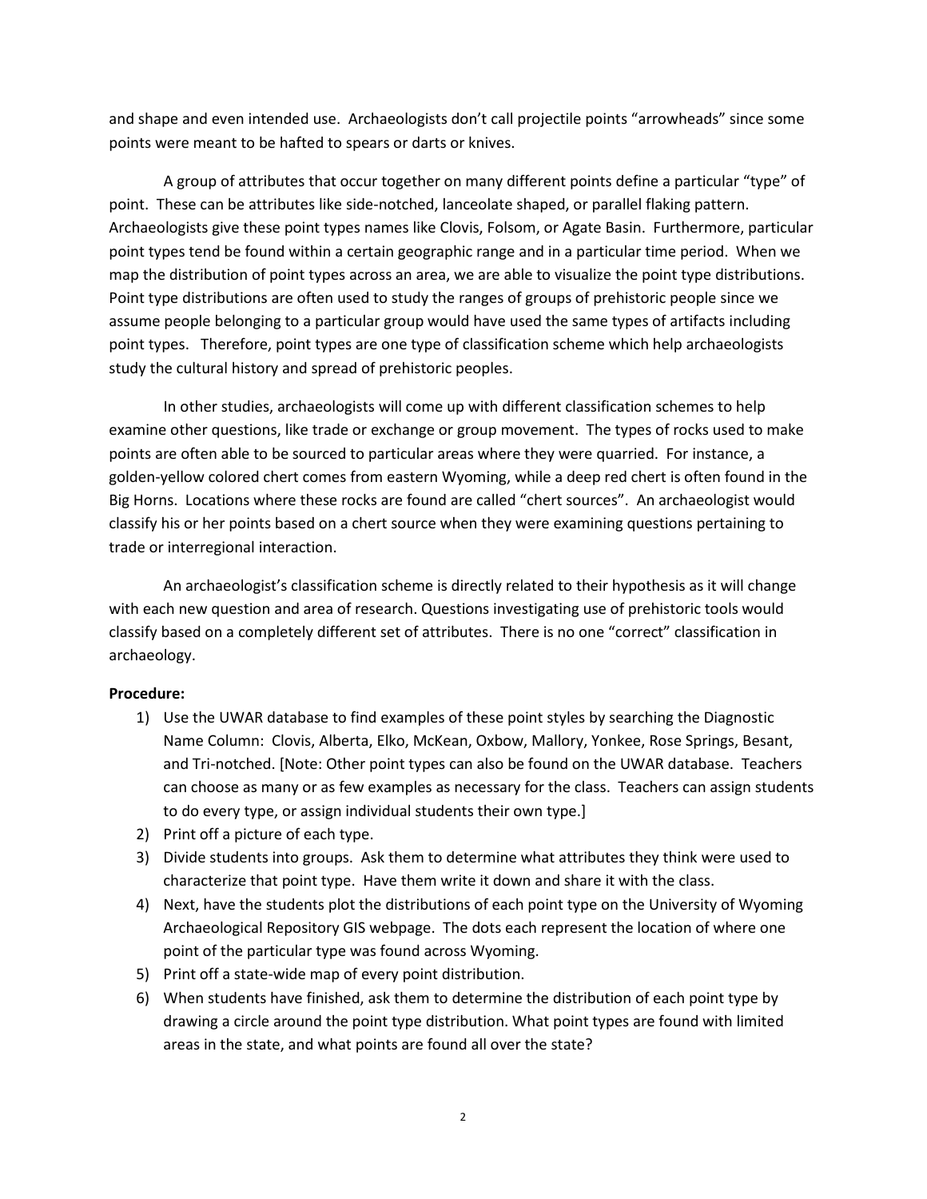and shape and even intended use. Archaeologists don't call projectile points "arrowheads" since some points were meant to be hafted to spears or darts or knives.

A group of attributes that occur together on many different points define a particular "type" of point. These can be attributes like side-notched, lanceolate shaped, or parallel flaking pattern. Archaeologists give these point types names like Clovis, Folsom, or Agate Basin. Furthermore, particular point types tend be found within a certain geographic range and in a particular time period. When we map the distribution of point types across an area, we are able to visualize the point type distributions. Point type distributions are often used to study the ranges of groups of prehistoric people since we assume people belonging to a particular group would have used the same types of artifacts including point types. Therefore, point types are one type of classification scheme which help archaeologists study the cultural history and spread of prehistoric peoples.

In other studies, archaeologists will come up with different classification schemes to help examine other questions, like trade or exchange or group movement. The types of rocks used to make points are often able to be sourced to particular areas where they were quarried. For instance, a golden-yellow colored chert comes from eastern Wyoming, while a deep red chert is often found in the Big Horns. Locations where these rocks are found are called "chert sources". An archaeologist would classify his or her points based on a chert source when they were examining questions pertaining to trade or interregional interaction.

An archaeologist's classification scheme is directly related to their hypothesis as it will change with each new question and area of research. Questions investigating use of prehistoric tools would classify based on a completely different set of attributes. There is no one "correct" classification in archaeology.

**Procedure:**

1) Use the UWAR database to find examples of these point styles by searching the Diagnostic Name Column: Clovis, Alberta, Elko, McKean, Oxbow, Mallory, Yonkee, Rose Springs, Besant, and Tri-notched. [Note: Other point types can also be found on the UWAR database. Teachers can choose as many or as few examples as necessary for the class. Teachers can assign students to do every type, or assign individual students their own type.]
2) Print off a picture of each type.
3) Divide students into groups. Ask them to determine what attributes they think were used to characterize that point type. Have them write it down and share it with the class.
4) Next, have the students plot the distributions of each point type on the University of Wyoming Archaeological Repository GIS webpage. The dots each represent the location of where one point of the particular type was found across Wyoming.
5) Print off a state-wide map of every point distribution.
6) When students have finished, ask them to determine the distribution of each point type by drawing a circle around the point type distribution. What point types are found with limited areas in the state, and what points are found all over the state?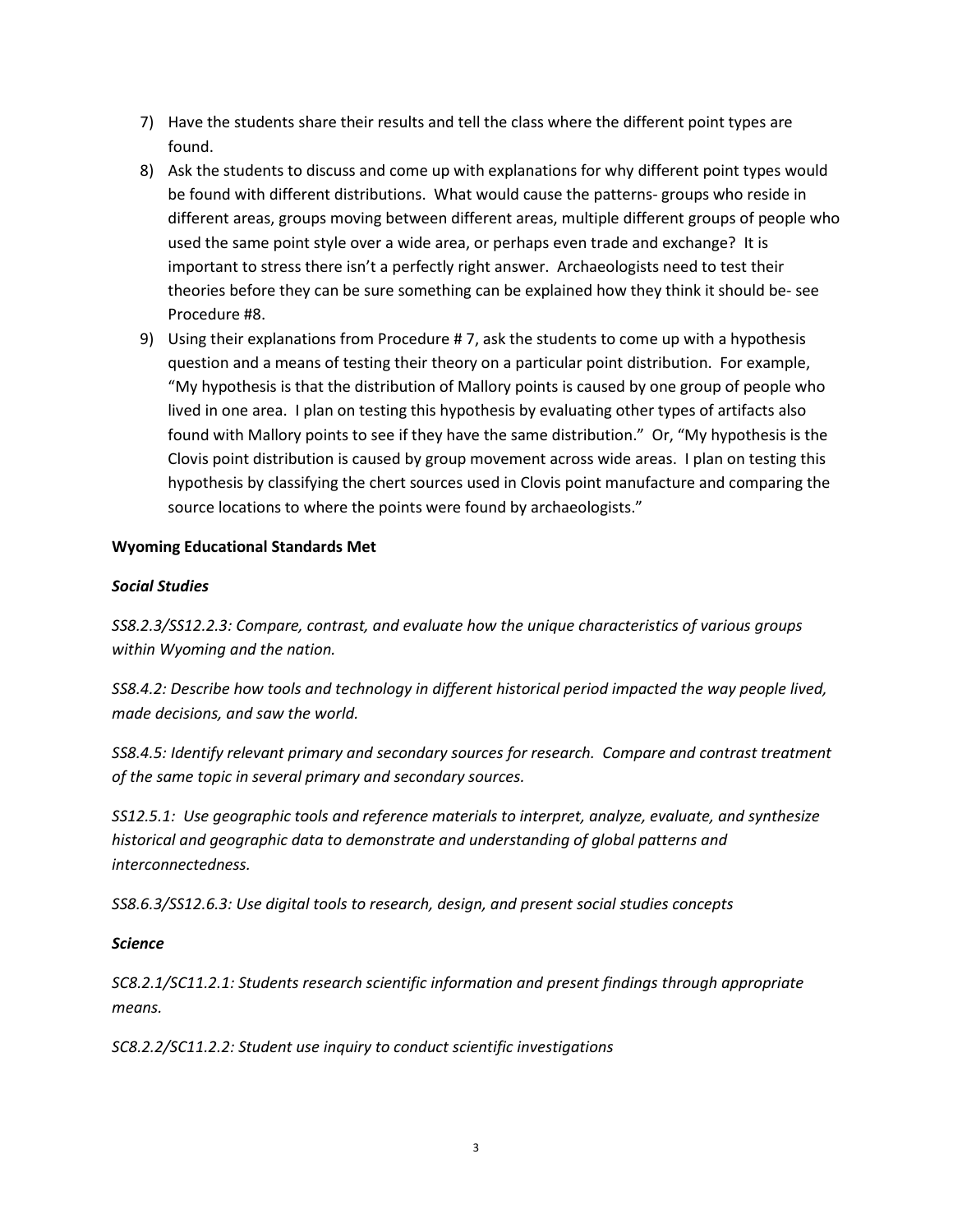7) Have the students share their results and tell the class where the different point types are found.
8) Ask the students to discuss and come up with explanations for why different point types would be found with different distributions. What would cause the patterns- groups who reside in different areas, groups moving between different areas, multiple different groups of people who used the same point style over a wide area, or perhaps even trade and exchange? It is important to stress there isn't a perfectly right answer. Archaeologists need to test their theories before they can be sure something can be explained how they think it should be- see Procedure #8.
9) Using their explanations from Procedure # 7, ask the students to come up with a hypothesis question and a means of testing their theory on a particular point distribution. For example, "My hypothesis is that the distribution of Mallory points is caused by one group of people who lived in one area. I plan on testing this hypothesis by evaluating other types of artifacts also found with Mallory points to see if they have the same distribution." Or, "My hypothesis is the Clovis point distribution is caused by group movement across wide areas. I plan on testing this hypothesis by classifying the chert sources used in Clovis point manufacture and comparing the source locations to where the points were found by archaeologists."

**Wyoming Educational Standards Met**

***Social Studies***

*SS8.2.3/SS12.2.3: Compare, contrast, and evaluate how the unique characteristics of various groups within Wyoming and the nation.*

*SS8.4.2: Describe how tools and technology in different historical period impacted the way people lived, made decisions, and saw the world.*

*SS8.4.5: Identify relevant primary and secondary sources for research. Compare and contrast treatment of the same topic in several primary and secondary sources.*

*SS12.5.1: Use geographic tools and reference materials to interpret, analyze, evaluate, and synthesize historical and geographic data to demonstrate and understanding of global patterns and interconnectedness.*

*SS8.6.3/SS12.6.3: Use digital tools to research, design, and present social studies concepts*

***Science***

*SC8.2.1/SC11.2.1: Students research scientific information and present findings through appropriate means.*

*SC8.2.2/SC11.2.2: Student use inquiry to conduct scientific investigations*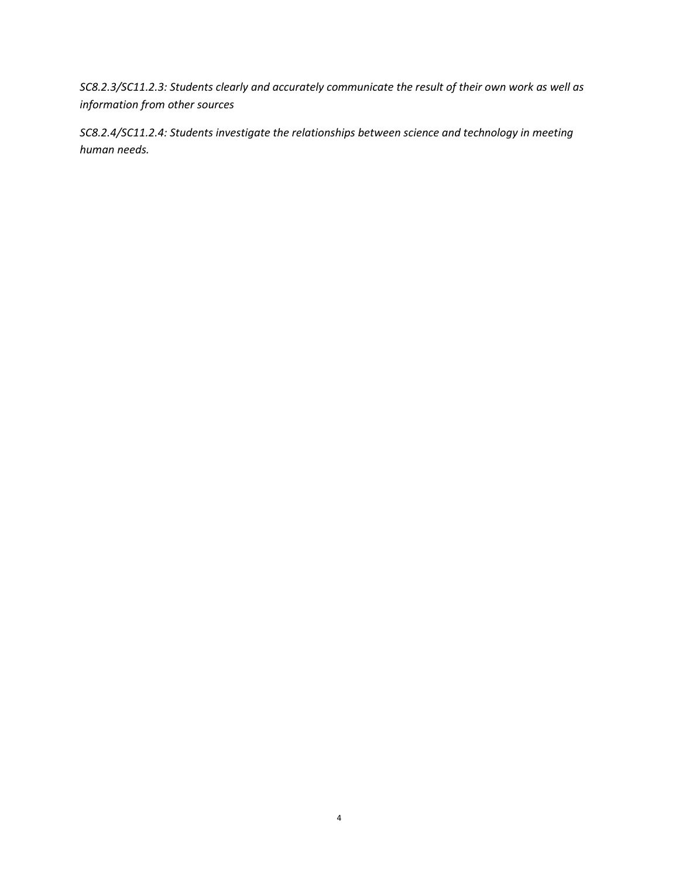*SC8.2.3/SC11.2.3: Students clearly and accurately communicate the result of their own work as well as information from other sources*

*SC8.2.4/SC11.2.4: Students investigate the relationships between science and technology in meeting human needs.*